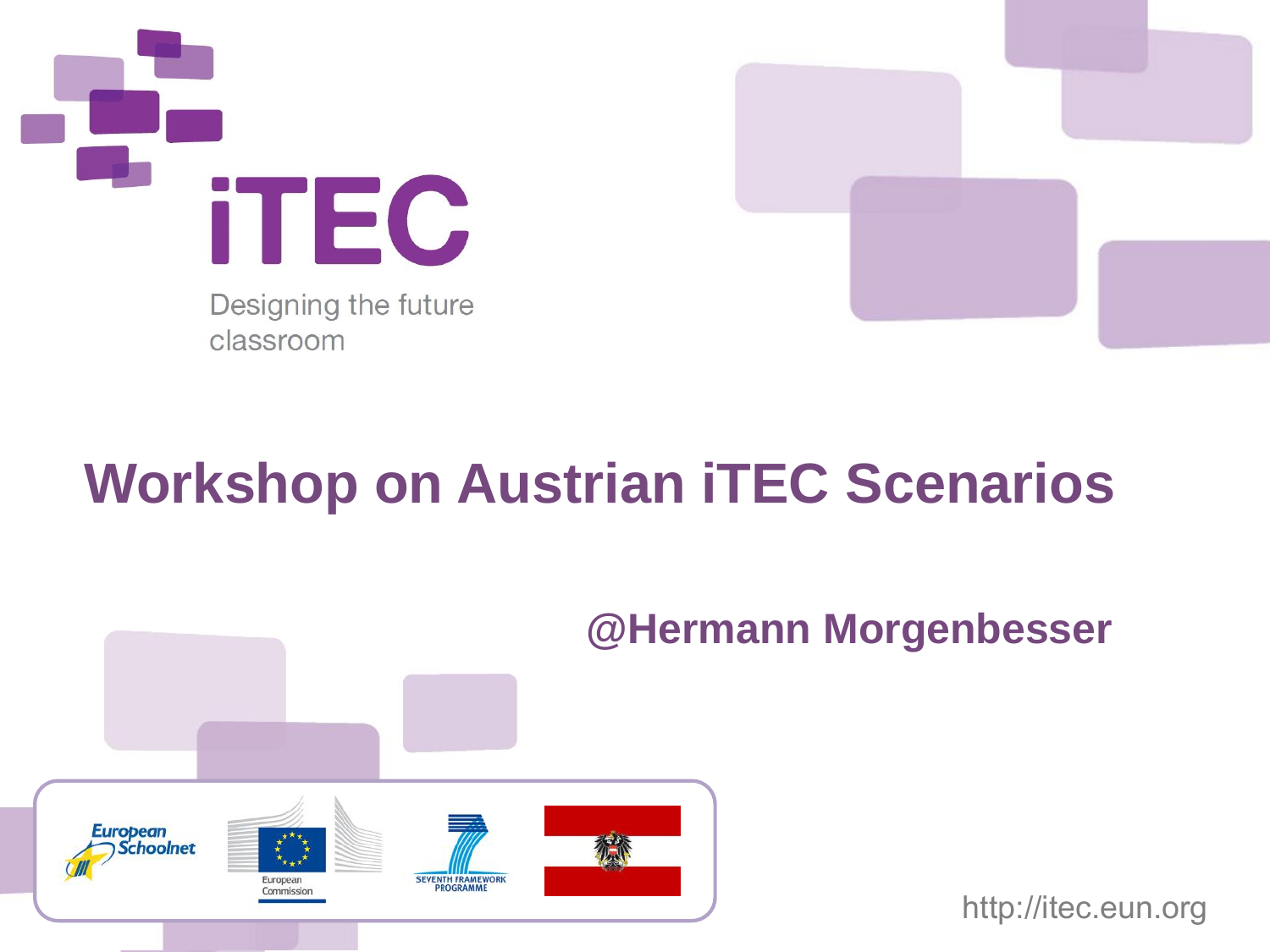iTEC

Designing the future classroom

# Workshop on Austrian iTEC Scenarios

**@Hermann Morgenbesser**

European Schoolnet

European Commission

SEVENTH FRAMEWORK PROGRAMME

http://itec.eun.org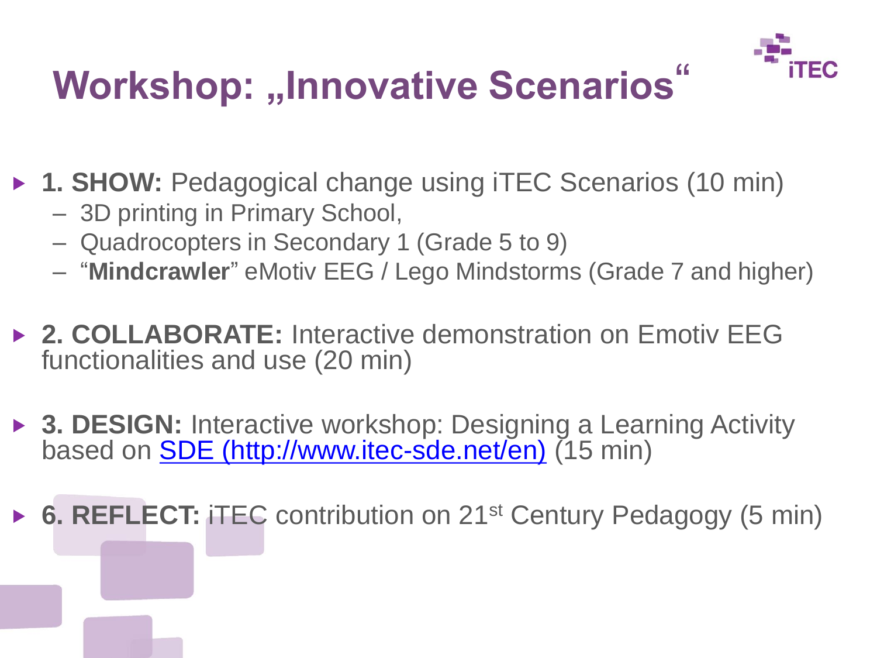# Workshop: „Innovative Scenarios"

- **1. SHOW:** Pedagogical change using iTEC Scenarios (10 min)
  - 3D printing in Primary School,
  - Quadrocopters in Secondary 1 (Grade 5 to 9)
  - "**Mindcrawler**" eMotiv EEG / Lego Mindstorms (Grade 7 and higher)
- **2. COLLABORATE:** Interactive demonstration on Emotiv EEG functionalities and use (20 min)
- **3. DESIGN:** Interactive workshop: Designing a Learning Activity based on [SDE (http://www.itec-sde.net/en)](http://www.itec-sde.net/en) (15 min)
- **6. REFLECT:** iTEC contribution on 21st Century Pedagogy (5 min)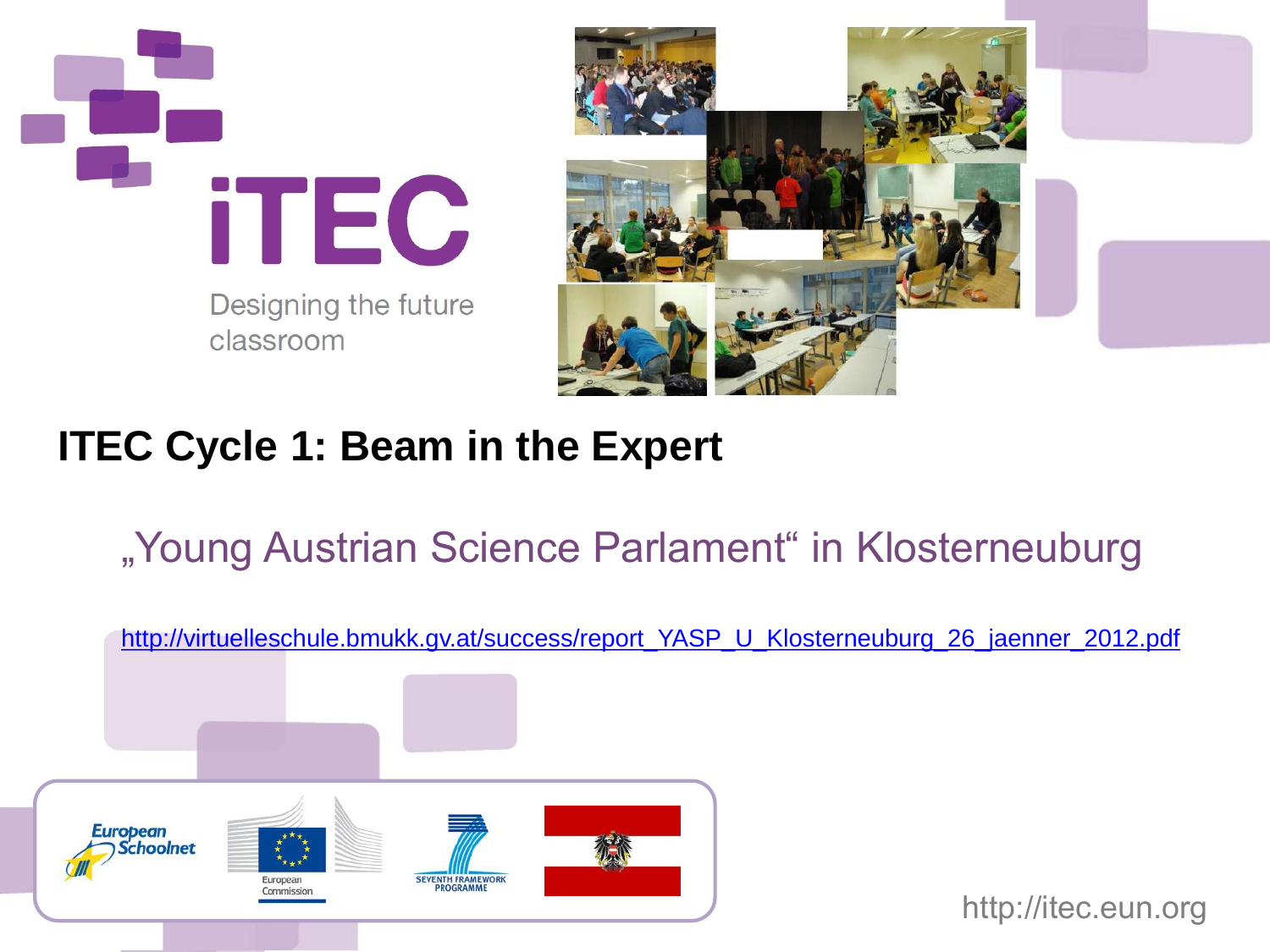iTEC

Designing the future classroom

# ITEC Cycle 1: Beam in the Expert

## „Young Austrian Science Parlament“ in Klosterneuburg

http://virtuelleschule.bmukk.gv.at/success/report_YASP_U_Klosterneuburg_26_jaenner_2012.pdf

European Schoolnet

European Commission

SEVENTH FRAMEWORK PROGRAMME

http://itec.eun.org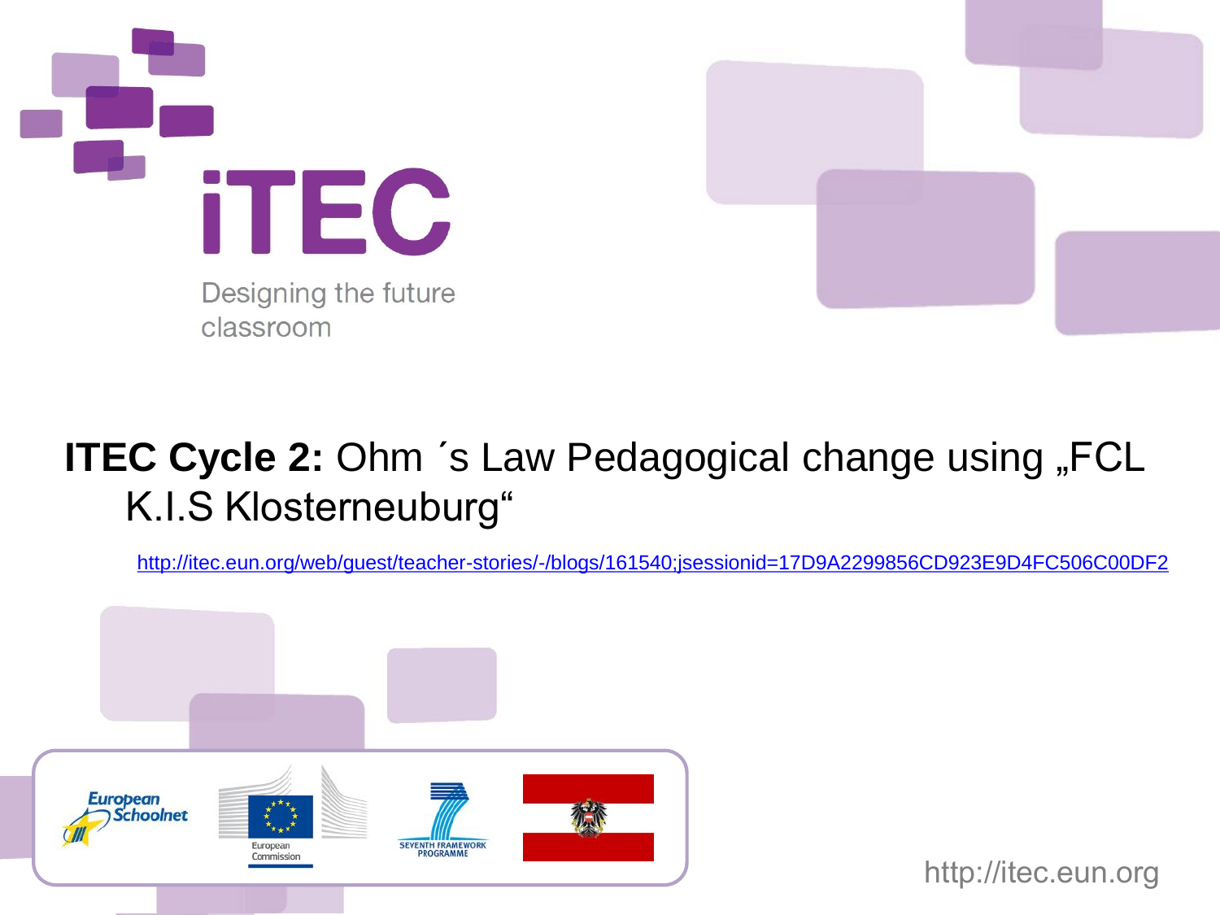iTEC

Designing the future classroom

**ITEC Cycle 2:** Ohm ´s Law Pedagogical change using „FCL K.I.S Klosterneuburg“

http://itec.eun.org/web/guest/teacher-stories/-/blogs/161540;jsessionid=17D9A2299856CD923E9D4FC506C00DF2

European Schoolnet

European Commission

SEVENTH FRAMEWORK PROGRAMME

http://itec.eun.org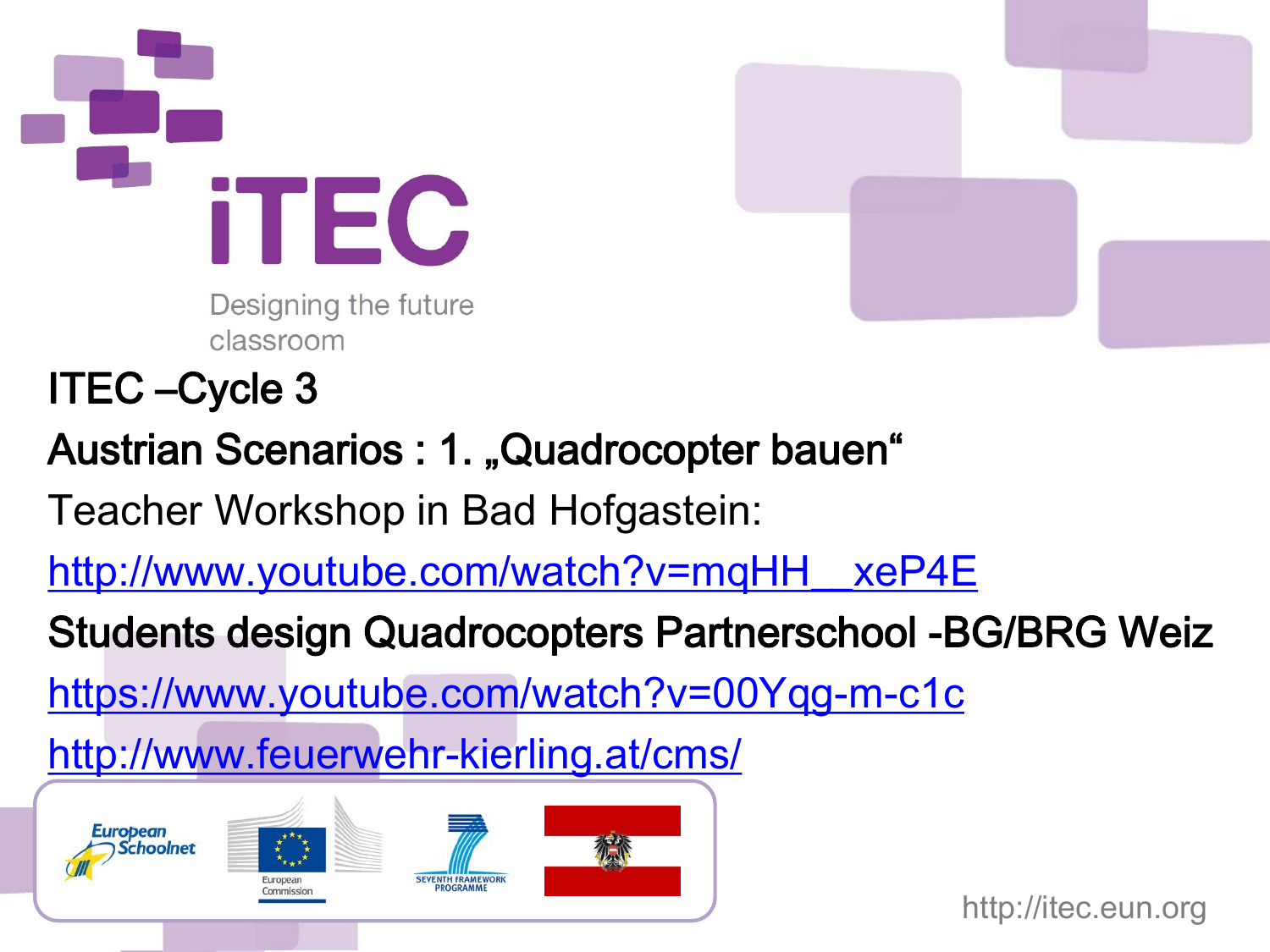ITEC –Cycle 3

**Austrian Scenarios : 1. „Quadrocopter bauen"**

Teacher Workshop in Bad Hofgastein:

http://www.youtube.com/watch?v=mqHH__xeP4E

**Students design Quadrocopters Partnerschool -BG/BRG Weiz**

https://www.youtube.com/watch?v=00Yqg-m-c1c

http://www.feuerwehr-kierling.at/cms/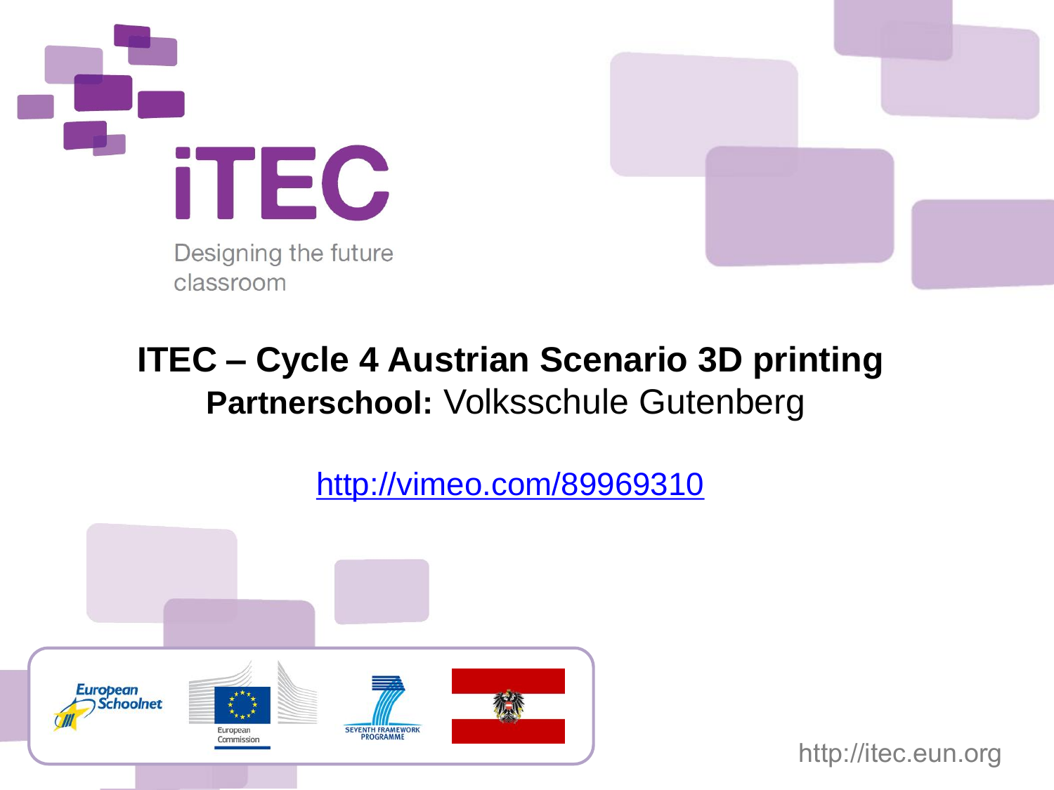iTEC

Designing the future classroom

# ITEC – Cycle 4 Austrian Scenario 3D printing

**Partnerschool:** Volksschule Gutenberg

http://vimeo.com/89969310

http://itec.eun.org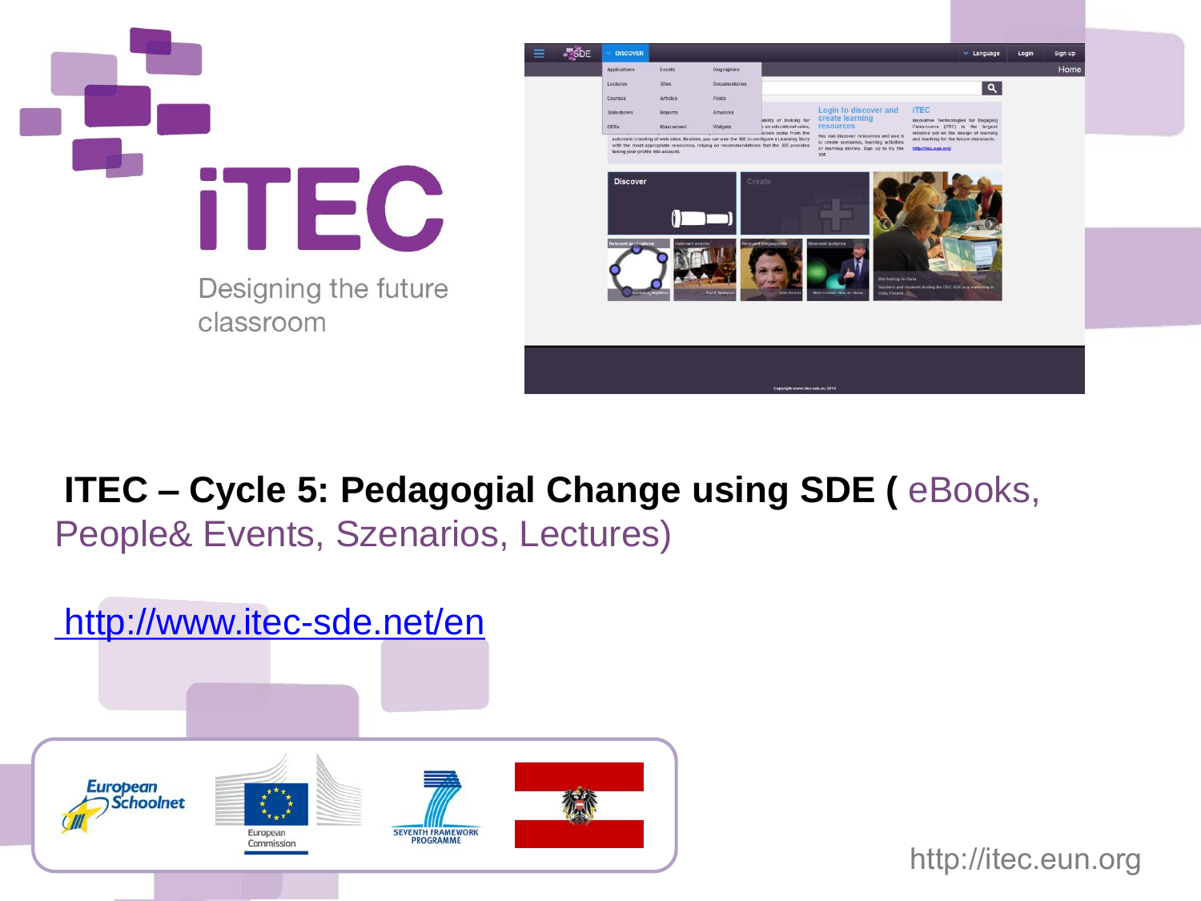# iTEC

Designing the future classroom

**ITEC – Cycle 5: Pedagogial Change using SDE (** eBooks, People& Events, Szenarios, Lectures)

http://www.itec-sde.net/en

http://itec.eun.org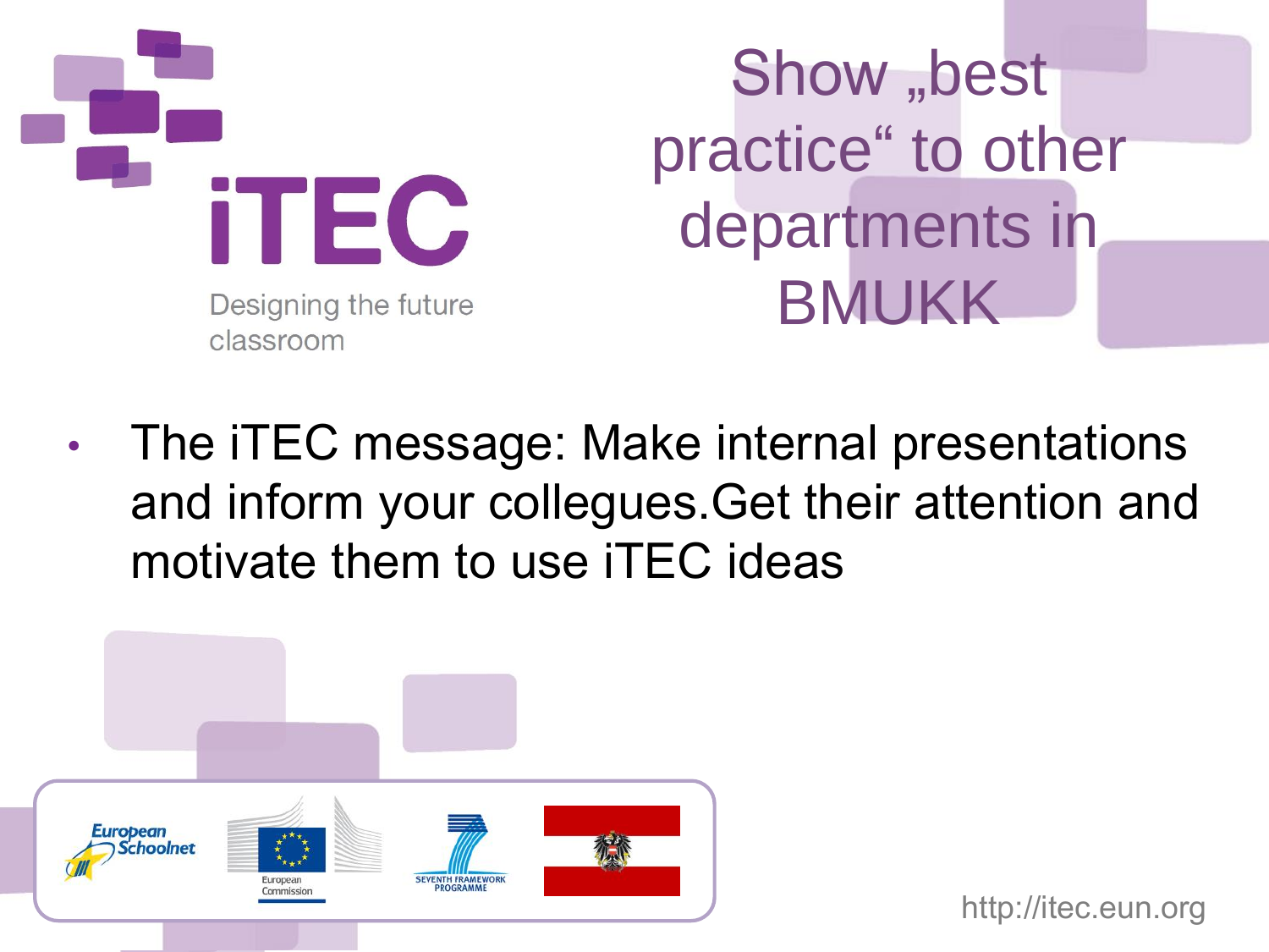# Show „best practice“ to other departments in BMUKK

- The iTEC message: Make internal presentations and inform your collegues.Get their attention and motivate them to use iTEC ideas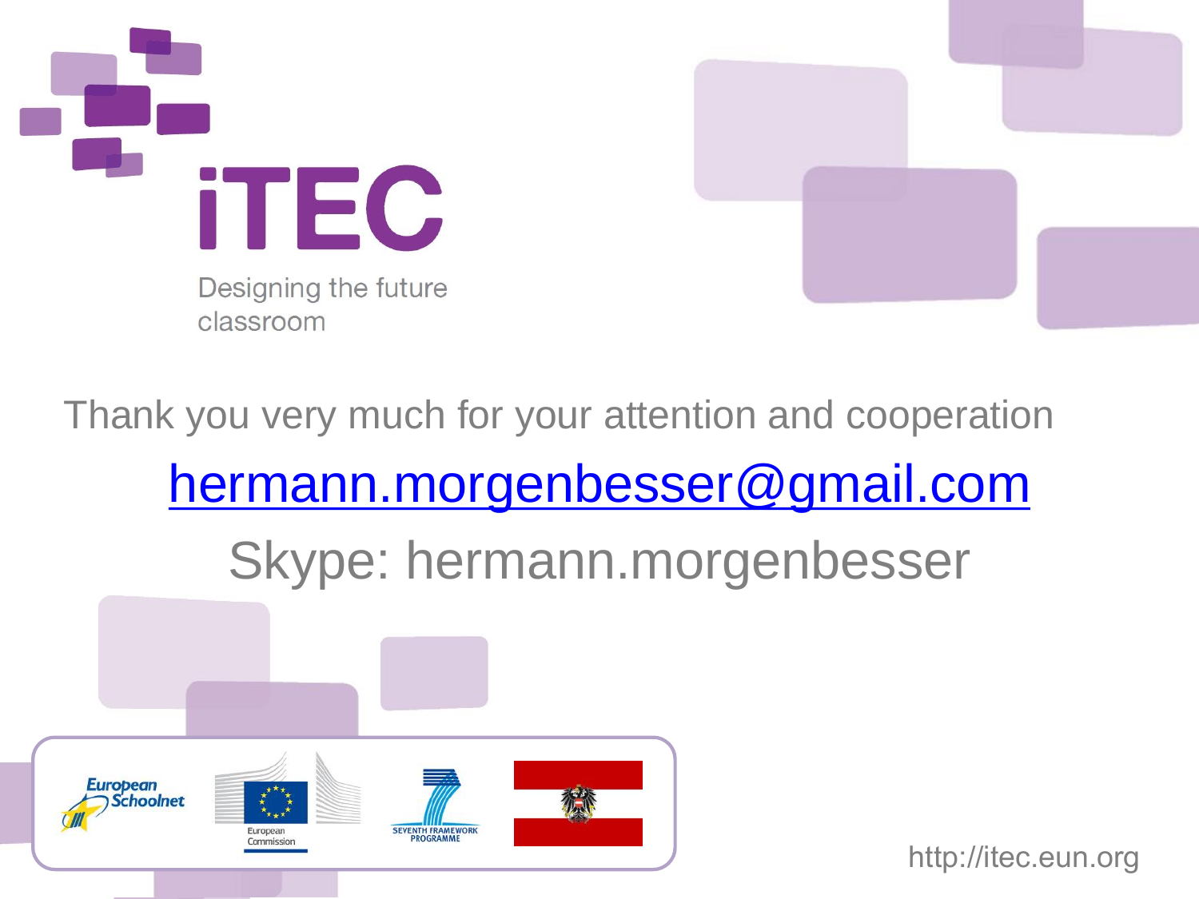iTEC

Designing the future classroom

Thank you very much for your attention and cooperation

hermann.morgenbesser@gmail.com

Skype: hermann.morgenbesser

European Schoolnet

European Commission

SEVENTH FRAMEWORK PROGRAMME

http://itec.eun.org